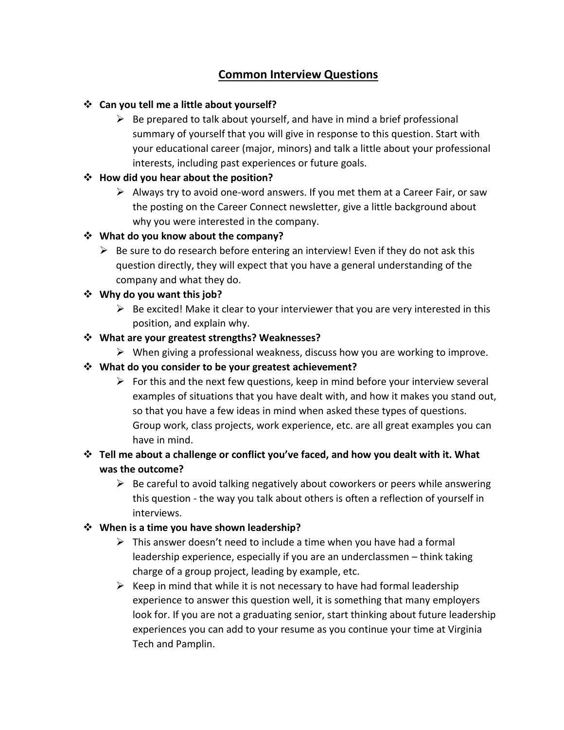# Common Interview Questions

- **Can you tell me a little about yourself?**
  - Be prepared to talk about yourself, and have in mind a brief professional summary of yourself that you will give in response to this question. Start with your educational career (major, minors) and talk a little about your professional interests, including past experiences or future goals.
- **How did you hear about the position?**
  - Always try to avoid one-word answers. If you met them at a Career Fair, or saw the posting on the Career Connect newsletter, give a little background about why you were interested in the company.
- **What do you know about the company?**
  - Be sure to do research before entering an interview! Even if they do not ask this question directly, they will expect that you have a general understanding of the company and what they do.
- **Why do you want this job?**
  - Be excited! Make it clear to your interviewer that you are very interested in this position, and explain why.
- **What are your greatest strengths? Weaknesses?**
  - When giving a professional weakness, discuss how you are working to improve.
- **What do you consider to be your greatest achievement?**
  - For this and the next few questions, keep in mind before your interview several examples of situations that you have dealt with, and how it makes you stand out, so that you have a few ideas in mind when asked these types of questions. Group work, class projects, work experience, etc. are all great examples you can have in mind.
- **Tell me about a challenge or conflict you've faced, and how you dealt with it. What was the outcome?**
  - Be careful to avoid talking negatively about coworkers or peers while answering this question - the way you talk about others is often a reflection of yourself in interviews.
- **When is a time you have shown leadership?**
  - This answer doesn't need to include a time when you have had a formal leadership experience, especially if you are an underclassmen – think taking charge of a group project, leading by example, etc.
  - Keep in mind that while it is not necessary to have had formal leadership experience to answer this question well, it is something that many employers look for. If you are not a graduating senior, start thinking about future leadership experiences you can add to your resume as you continue your time at Virginia Tech and Pamplin.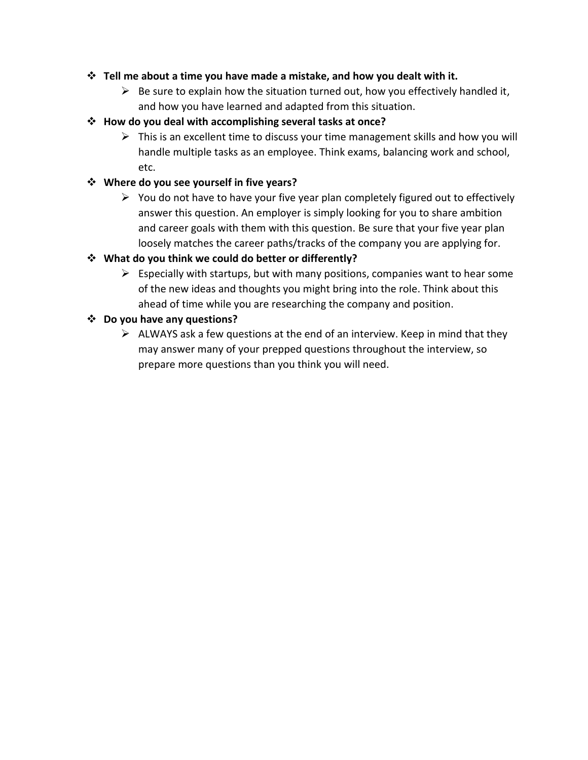- **Tell me about a time you have made a mistake, and how you dealt with it.**
  - Be sure to explain how the situation turned out, how you effectively handled it, and how you have learned and adapted from this situation.
- **How do you deal with accomplishing several tasks at once?**
  - This is an excellent time to discuss your time management skills and how you will handle multiple tasks as an employee. Think exams, balancing work and school, etc.
- **Where do you see yourself in five years?**
  - You do not have to have your five year plan completely figured out to effectively answer this question. An employer is simply looking for you to share ambition and career goals with them with this question. Be sure that your five year plan loosely matches the career paths/tracks of the company you are applying for.
- **What do you think we could do better or differently?**
  - Especially with startups, but with many positions, companies want to hear some of the new ideas and thoughts you might bring into the role. Think about this ahead of time while you are researching the company and position.
- **Do you have any questions?**
  - ALWAYS ask a few questions at the end of an interview. Keep in mind that they may answer many of your prepped questions throughout the interview, so prepare more questions than you think you will need.